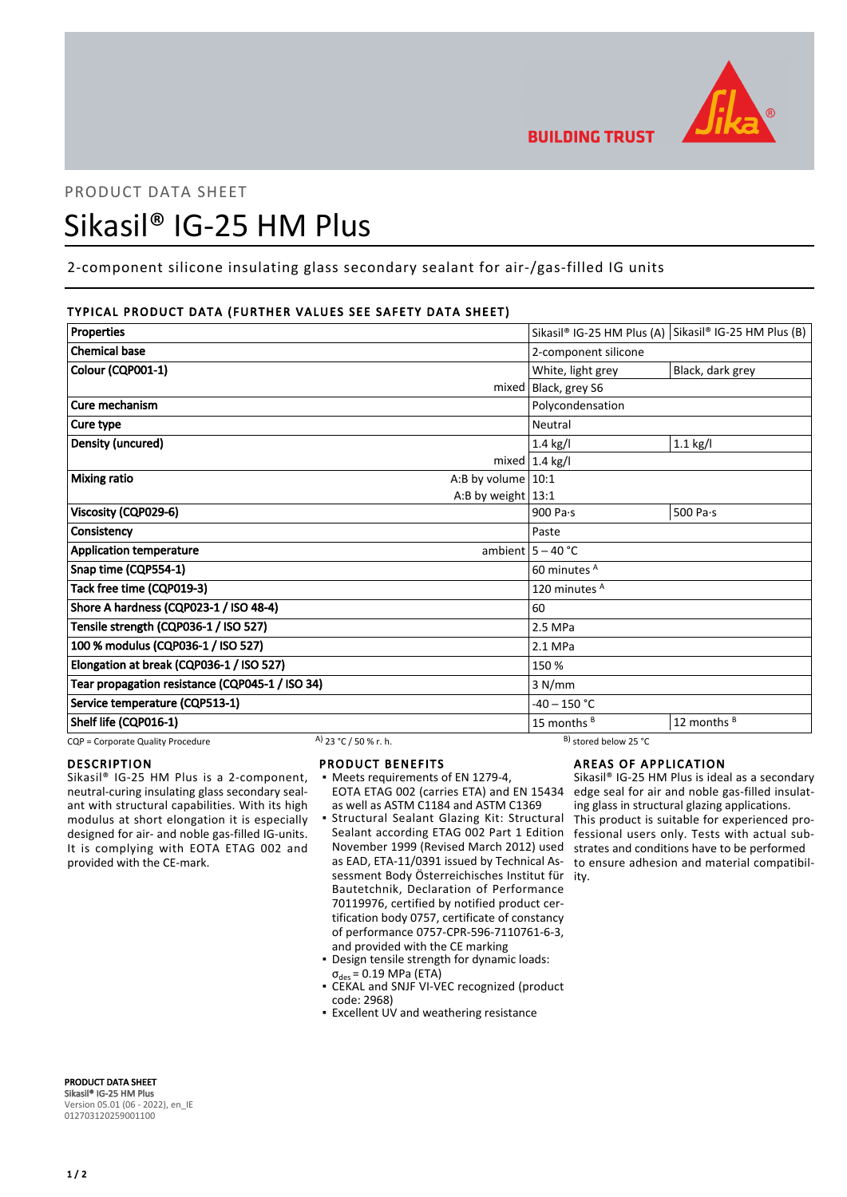BUILDING TRUST

PRODUCT DATA SHEET

# Sikasil® IG-25 HM Plus

2-component silicone insulating glass secondary sealant for air-/gas-filled IG units

## TYPICAL PRODUCT DATA (FURTHER VALUES SEE SAFETY DATA SHEET)

| Properties | | Sikasil® IG-25 HM Plus (A) | Sikasil® IG-25 HM Plus (B) |
|---|---|---|---|
| Chemical base | | 2-component silicone | |
| Colour (CQP001-1) | | White, light grey | Black, dark grey |
| | mixed | Black, grey S6 | |
| Cure mechanism | | Polycondensation | |
| Cure type | | Neutral | |
| Density (uncured) | | 1.4 kg/l | 1.1 kg/l |
| | mixed | 1.4 kg/l | |
| Mixing ratio | A:B by volume | 10:1 | |
| | A:B by weight | 13:1 | |
| Viscosity (CQP029-6) | | 900 Pa·s | 500 Pa·s |
| Consistency | | Paste | |
| Application temperature | ambient | 5 – 40 °C | |
| Snap time (CQP554-1) | | 60 minutes [A] | |
| Tack free time (CQP019-3) | | 120 minutes [A] | |
| Shore A hardness (CQP023-1 / ISO 48-4) | | 60 | |
| Tensile strength (CQP036-1 / ISO 527) | | 2.5 MPa | |
| 100 % modulus (CQP036-1 / ISO 527) | | 2.1 MPa | |
| Elongation at break (CQP036-1 / ISO 527) | | 150 % | |
| Tear propagation resistance (CQP045-1 / ISO 34) | | 3 N/mm | |
| Service temperature (CQP513-1) | | -40 – 150 °C | |
| Shelf life (CQP016-1) | | 15 months [B] | 12 months [B] |

CQP = Corporate Quality Procedure    A) 23 °C / 50 % r. h.    B) stored below 25 °C

### DESCRIPTION

Sikasil® IG-25 HM Plus is a 2-component, neutral-curing insulating glass secondary sealant with structural capabilities. With its high modulus at short elongation it is especially designed for air- and noble gas-filled IG-units. It is complying with EOTA ETAG 002 and provided with the CE-mark.

### PRODUCT BENEFITS

- Meets requirements of EN 1279-4, EOTA ETAG 002 (carries ETA) and EN 15434 as well as ASTM C1184 and ASTM C1369
- Structural Sealant Glazing Kit: Structural Sealant according ETAG 002 Part 1 Edition November 1999 (Revised March 2012) used as EAD, ETA-11/0391 issued by Technical Assessment Body Österreichisches Institut für Bautetchnik, Declaration of Performance 70119976, certified by notified product certification body 0757, certificate of constancy of performance 0757-CPR-596-7110761-6-3, and provided with the CE marking
- Design tensile strength for dynamic loads: $\sigma_{des}$ = 0.19 MPa (ETA)
- CEKAL and SNJF VI-VEC recognized (product code: 2968)
- Excellent UV and weathering resistance

### AREAS OF APPLICATION

Sikasil® IG-25 HM Plus is ideal as a secondary edge seal for air and noble gas-filled insulating glass in structural glazing applications.
This product is suitable for experienced professional users only. Tests with actual substrates and conditions have to be performed to ensure adhesion and material compatibility.

**PRODUCT DATA SHEET**
**Sikasil® IG-25 HM Plus**
Version 05.01 (06 - 2022), en_IE
012703120259001100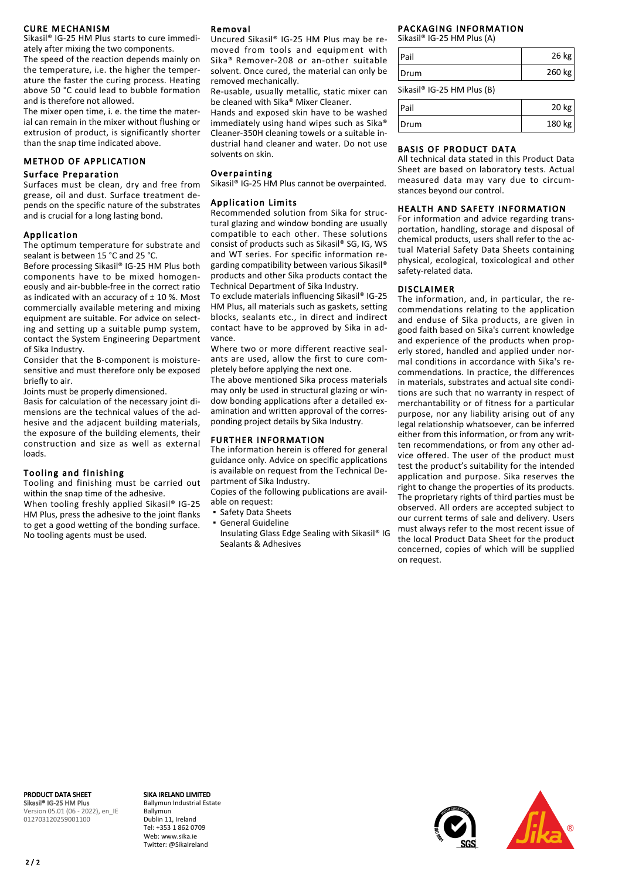## CURE MECHANISM

Sikasil® IG-25 HM Plus starts to cure immediately after mixing the two components.

The speed of the reaction depends mainly on the temperature, i.e. the higher the temperature the faster the curing process. Heating above 50 °C could lead to bubble formation and is therefore not allowed.

The mixer open time, i. e. the time the material can remain in the mixer without flushing or extrusion of product, is significantly shorter than the snap time indicated above.

## METHOD OF APPLICATION

### Surface Preparation

Surfaces must be clean, dry and free from grease, oil and dust. Surface treatment depends on the specific nature of the substrates and is crucial for a long lasting bond.

### Application

The optimum temperature for substrate and sealant is between 15 °C and 25 °C.

Before processing Sikasil® IG-25 HM Plus both components have to be mixed homogeneously and air-bubble-free in the correct ratio as indicated with an accuracy of ± 10 %. Most commercially available metering and mixing equipment are suitable. For advice on selecting and setting up a suitable pump system, contact the System Engineering Department of Sika Industry.

Consider that the B-component is moisture-sensitive and must therefore only be exposed briefly to air.

Joints must be properly dimensioned.

Basis for calculation of the necessary joint dimensions are the technical values of the adhesive and the adjacent building materials, the exposure of the building elements, their construction and size as well as external loads.

### Tooling and finishing

Tooling and finishing must be carried out within the snap time of the adhesive.

When tooling freshly applied Sikasil® IG-25 HM Plus, press the adhesive to the joint flanks to get a good wetting of the bonding surface. No tooling agents must be used.

### Removal

Uncured Sikasil® IG-25 HM Plus may be removed from tools and equipment with Sika® Remover-208 or an-other suitable solvent. Once cured, the material can only be removed mechanically.

Re-usable, usually metallic, static mixer can be cleaned with Sika® Mixer Cleaner.

Hands and exposed skin have to be washed immediately using hand wipes such as Sika® Cleaner-350H cleaning towels or a suitable industrial hand cleaner and water. Do not use solvents on skin.

### Overpainting

Sikasil® IG-25 HM Plus cannot be overpainted.

### Application Limits

Recommended solution from Sika for structural glazing and window bonding are usually compatible to each other. These solutions consist of products such as Sikasil® SG, IG, WS and WT series. For specific information regarding compatibility between various Sikasil® products and other Sika products contact the Technical Department of Sika Industry.

To exclude materials influencing Sikasil® IG-25 HM Plus, all materials such as gaskets, setting blocks, sealants etc., in direct and indirect contact have to be approved by Sika in advance.

Where two or more different reactive sealants are used, allow the first to cure completely before applying the next one.

The above mentioned Sika process materials may only be used in structural glazing or window bonding applications after a detailed examination and written approval of the corresponding project details by Sika Industry.

## FURTHER INFORMATION

The information herein is offered for general guidance only. Advice on specific applications is available on request from the Technical Department of Sika Industry.

Copies of the following publications are available on request:

- Safety Data Sheets
- General Guideline
  Insulating Glass Edge Sealing with Sikasil® IG Sealants & Adhesives

## PACKAGING INFORMATION

Sikasil® IG-25 HM Plus (A)

| | |
|---|---|
| Pail | 26 kg |
| Drum | 260 kg |

Sikasil® IG-25 HM Plus (B)

| | |
|---|---|
| Pail | 20 kg |
| Drum | 180 kg |

## BASIS OF PRODUCT DATA

All technical data stated in this Product Data Sheet are based on laboratory tests. Actual measured data may vary due to circumstances beyond our control.

## HEALTH AND SAFETY INFORMATION

For information and advice regarding transportation, handling, storage and disposal of chemical products, users shall refer to the actual Material Safety Data Sheets containing physical, ecological, toxicological and other safety-related data.

## DISCLAIMER

The information, and, in particular, the recommendations relating to the application and enduse of Sika products, are given in good faith based on Sika's current knowledge and experience of the products when properly stored, handled and applied under normal conditions in accordance with Sika's recommendations. In practice, the differences in materials, substrates and actual site conditions are such that no warranty in respect of merchantability or of fitness for a particular purpose, nor any liability arising out of any legal relationship whatsoever, can be inferred either from this information, or from any written recommendations, or from any other advice offered. The user of the product must test the product's suitability for the intended application and purpose. Sika reserves the right to change the properties of its products. The proprietary rights of third parties must be observed. All orders are accepted subject to our current terms of sale and delivery. Users must always refer to the most recent issue of the local Product Data Sheet for the product concerned, copies of which will be supplied on request.

**PRODUCT DATA SHEET**
**Sikasil® IG-25 HM Plus**
Version 05.01 (06 - 2022), en_IE
012703120259001100

**SIKA IRELAND LIMITED**
Ballymun Industrial Estate
Ballymun
Dublin 11, Ireland
Tel: +353 1 862 0709
Web: www.sika.ie
Twitter: @SikaIreland